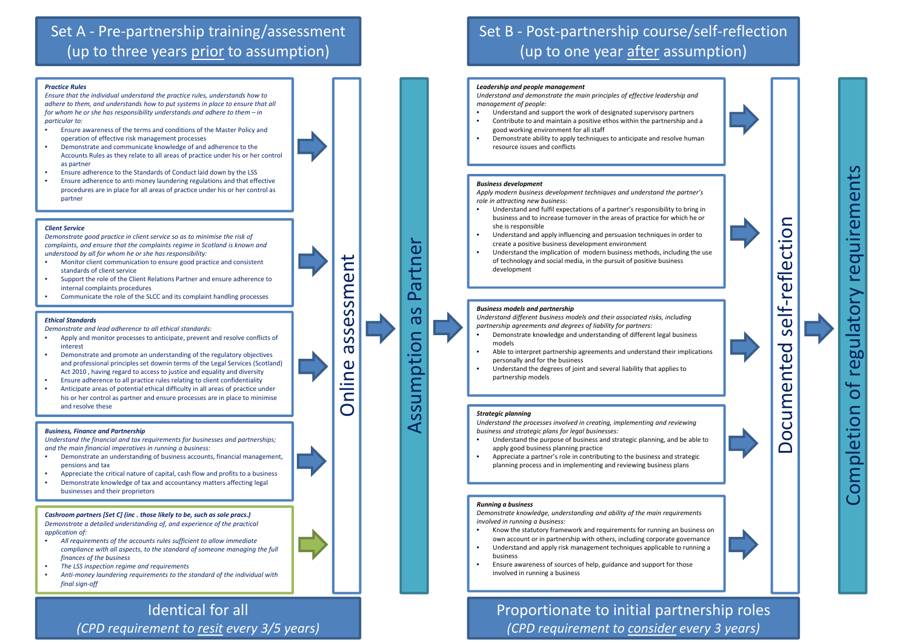## Set A - Pre-partnership training/assessment (up to three years prior to assumption)

**_Practice Rules_**

*Ensure that the individual understand the practice rules, understands how to adhere to them, and understands how to put systems in place to ensure that all for whom he or she has responsibility understands and adhere to them – in particular to:*

- Ensure awareness of the terms and conditions of the Master Policy and operation of effective risk management processes
- Demonstrate and communicate knowledge of and adherence to the Accounts Rules as they relate to all areas of practice under his or her control as partner
- Ensure adherence to the Standards of Conduct laid down by the LSS
- Ensure adherence to anti money laundering regulations and that effective procedures are in place for all areas of practice under his or her control as partner

**_Client Service_**

*Demonstrate good practice in client service so as to minimise the risk of complaints, and ensure that the complaints regime in Scotland is known and understood by all for whom he or she has responsibility:*

- Monitor client communication to ensure good practice and consistent standards of client service
- Support the role of the Client Relations Partner and ensure adherence to internal complaints procedures
- Communicate the role of the SLCC and its complaint handling processes

**_Ethical Standards_**

*Demonstrate and lead adherence to all ethical standards:*

- Apply and monitor processes to anticipate, prevent and resolve conflicts of interest
- Demonstrate and promote an understanding of the regulatory objectives and professional principles set downin terms of the Legal Services (Scotland) Act 2010 , having regard to access to justice and equality and diversity
- Ensure adherence to all practice rules relating to client confidentiality
- Anticipate areas of potential ethical difficulty in all areas of practice under his or her control as partner and ensure processes are in place to minimise and resolve these

**_Business, Finance and Partnership_**

*Understand the financial and tax requirements for businesses and partnerships; and the main financial imperatives in running a business:*

- Demonstrate an understanding of business accounts, financial management, pensions and tax
- Appreciate the critical nature of capital, cash flow and profits to a business
- Demonstrate knowledge of tax and accountancy matters affecting legal businesses and their proprietors

**_Cashroom partners [Set C] (inc . those likely to be, such as sole pracs.)_**

*Demonstrate a detailed understanding of, and experience of the practical application of:*

- *All requirements of the accounts rules sufficient to allow immediate compliance with all aspects, to the standard of someone managing the full finances of the business*
- *The LSS inspection regime and requirements*
- *Anti-money laundering requirements to the standard of the individual with final sign-off*

→ **Online assessment** → **Assumption as Partner** →

**Identical for all**

*(CPD requirement to resit every 3/5 years)*

## Set B - Post-partnership course/self-reflection (up to one year after assumption)

**_Leadership and people management_**

*Understand and demonstrate the main principles of effective leadership and management of people:*

- Understand and support the work of designated supervisory partners
- Contribute to and maintain a positive ethos within the partnership and a good working environment for all staff
- Demonstrate ability to apply techniques to anticipate and resolve human resource issues and conflicts

**_Business development_**

*Apply modern business development techniques and understand the partner's role in attracting new business:*

- Understand and fulfil expectations of a partner's responsibility to bring in business and to increase turnover in the areas of practice for which he or she is responsible
- Understand and apply influencing and persuasion techniques in order to create a positive business development environment
- Understand the implication of modern business methods, including the use of technology and social media, in the pursuit of positive business development

**_Business models and partnership_**

*Understand different business models and their associated risks, including partnership agreements and degrees of liability for partners:*

- Demonstrate knowledge and understanding of different legal business models
- Able to interpret partnership agreements and understand their implications personally and for the business
- Understand the degrees of joint and several liability that applies to partnership models

**_Strategic planning_**

*Understand the processes involved in creating, implementing and reviewing business and strategic plans for legal businesses:*

- Understand the purpose of business and strategic planning, and be able to apply good business planning practice
- Appreciate a partner's role in contributing to the business and strategic planning process and in implementing and reviewing business plans

**_Running a business_**

*Demonstrate knowledge, understanding and ability of the main requirements involved in running a business:*

- Know the statutory framework and requirements for running an business on own account or in partnership with others, including corporate governance
- Understand and apply risk management techniques applicable to running a business
- Ensure awareness of sources of help, guidance and support for those involved in running a business

→ **Documented self-reflection** → **Completion of regulatory requirements**

**Proportionate to initial partnership roles**

*(CPD requirement to consider every 3 years)*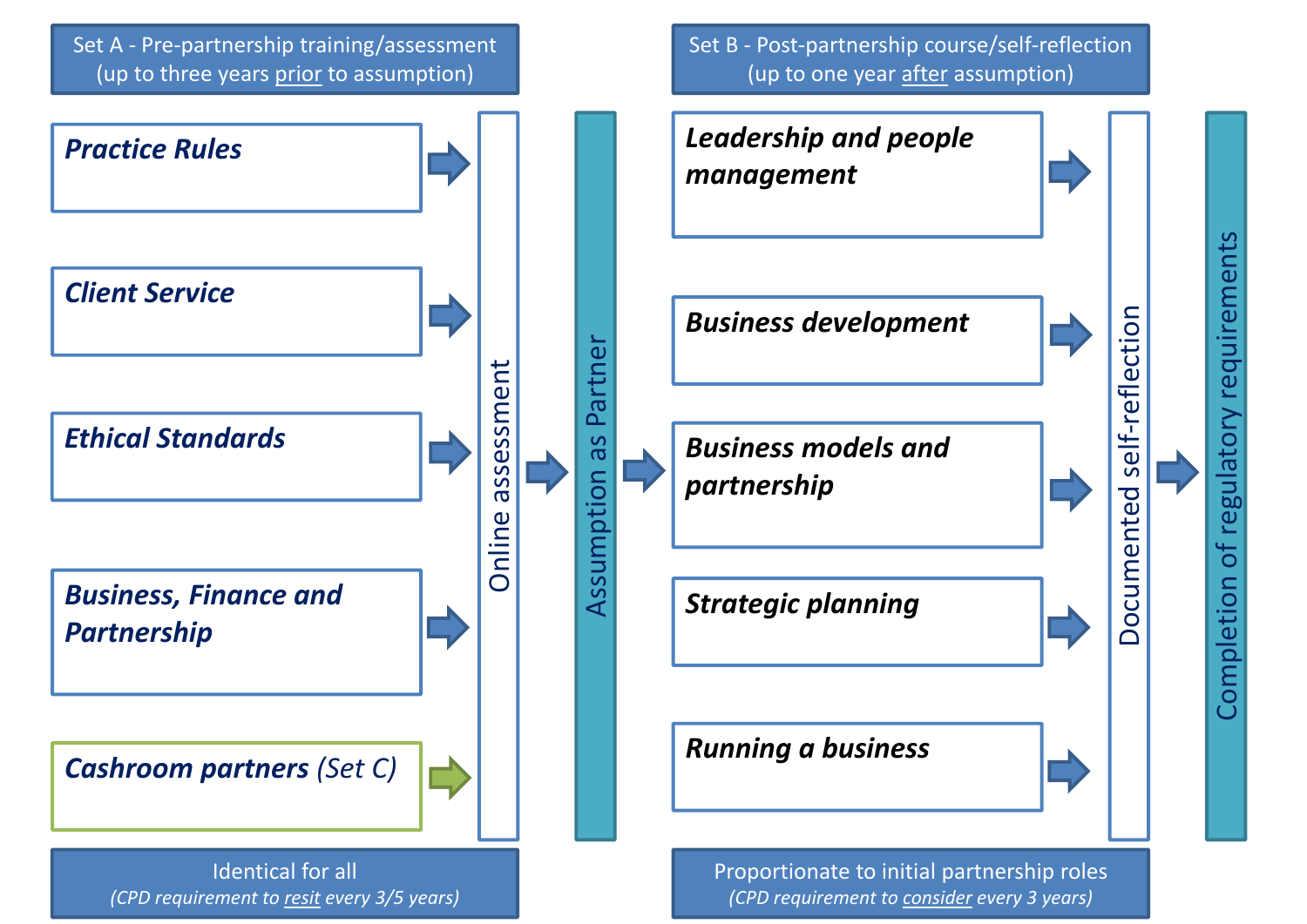Set A - Pre-partnership training/assessment
(up to three years prior to assumption)

*Practice Rules*

*Client Service*

*Ethical Standards*

*Business, Finance and Partnership*

*Cashroom partners (Set C)*

Online assessment

Identical for all
(CPD requirement to resit every 3/5 years)

Assumption as Partner

Set B - Post-partnership course/self-reflection
(up to one year after assumption)

*Leadership and people management*

*Business development*

*Business models and partnership*

*Strategic planning*

*Running a business*

Documented self-reflection

Proportionate to initial partnership roles
(CPD requirement to consider every 3 years)

Completion of regulatory requirements